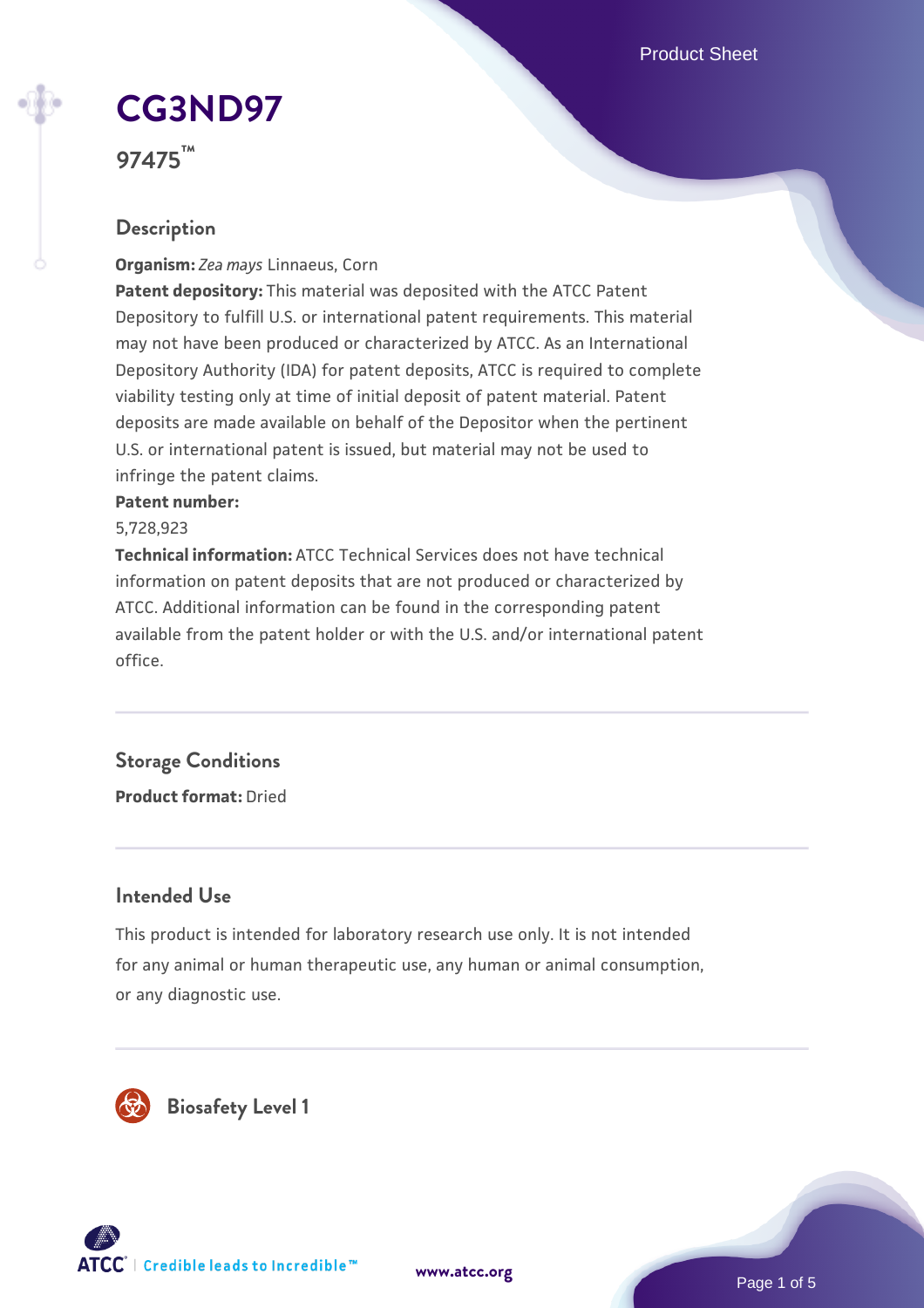# CG3ND97

## 97475™

## Description

**Organism:** *Zea mays* Linnaeus, Corn

**Patent depository:** This material was deposited with the ATCC Patent Depository to fulfill U.S. or international patent requirements. This material may not have been produced or characterized by ATCC. As an International Depository Authority (IDA) for patent deposits, ATCC is required to complete viability testing only at time of initial deposit of patent material. Patent deposits are made available on behalf of the Depositor when the pertinent U.S. or international patent is issued, but material may not be used to infringe the patent claims.

**Patent number:**

5,728,923

**Technical information:** ATCC Technical Services does not have technical information on patent deposits that are not produced or characterized by ATCC. Additional information can be found in the corresponding patent available from the patent holder or with the U.S. and/or international patent office.

## Storage Conditions

**Product format:** Dried

## Intended Use

This product is intended for laboratory research use only. It is not intended for any animal or human therapeutic use, any human or animal consumption, or any diagnostic use.

## Biosafety Level 1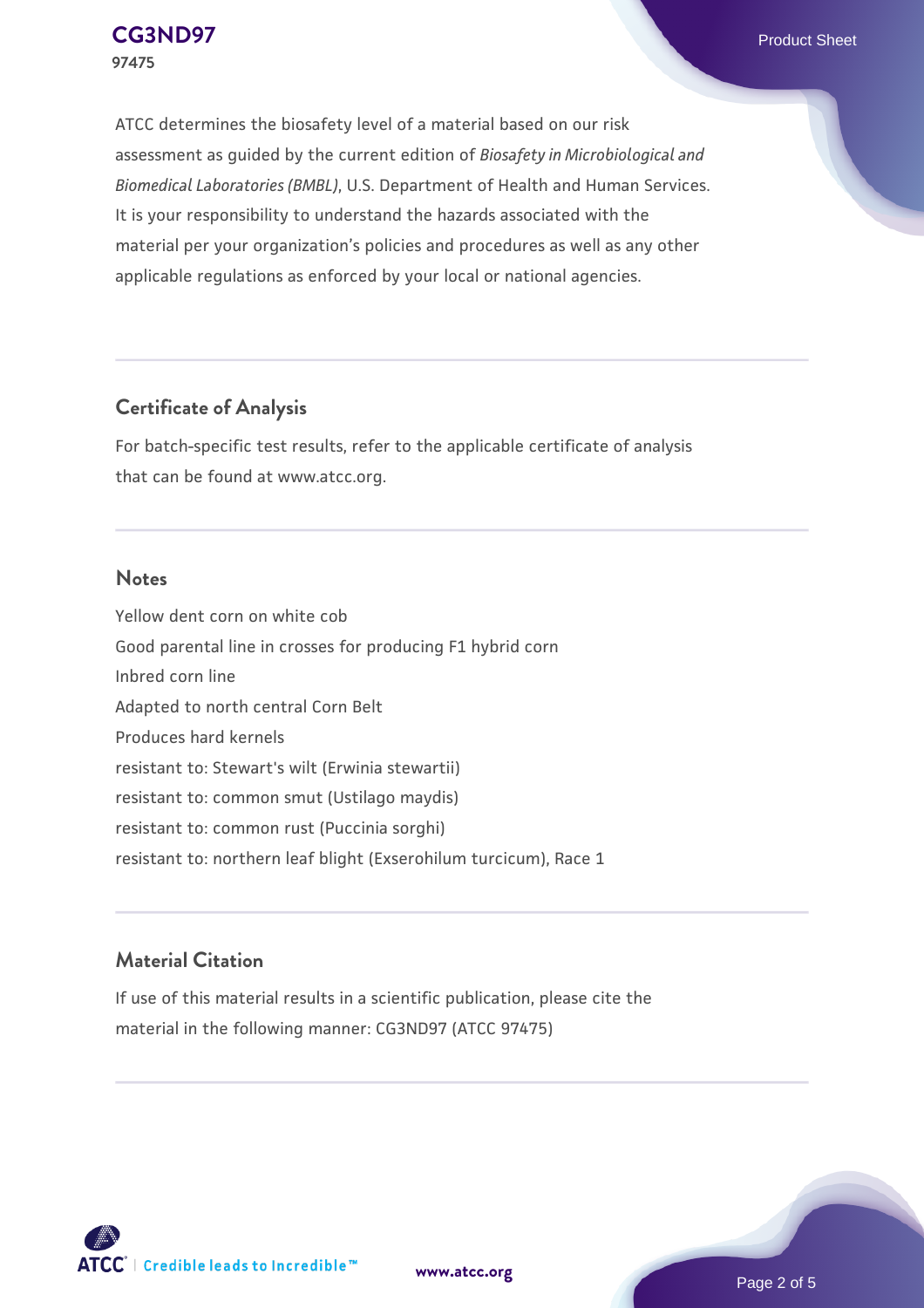ATCC determines the biosafety level of a material based on our risk assessment as guided by the current edition of *Biosafety in Microbiological and Biomedical Laboratories (BMBL)*, U.S. Department of Health and Human Services. It is your responsibility to understand the hazards associated with the material per your organization's policies and procedures as well as any other applicable regulations as enforced by your local or national agencies.

## Certificate of Analysis

For batch-specific test results, refer to the applicable certificate of analysis that can be found at www.atcc.org.

## Notes

Yellow dent corn on white cob
Good parental line in crosses for producing F1 hybrid corn
Inbred corn line
Adapted to north central Corn Belt
Produces hard kernels
resistant to: Stewart's wilt (Erwinia stewartii)
resistant to: common smut (Ustilago maydis)
resistant to: common rust (Puccinia sorghi)
resistant to: northern leaf blight (Exserohilum turcicum), Race 1

## Material Citation

If use of this material results in a scientific publication, please cite the material in the following manner: CG3ND97 (ATCC 97475)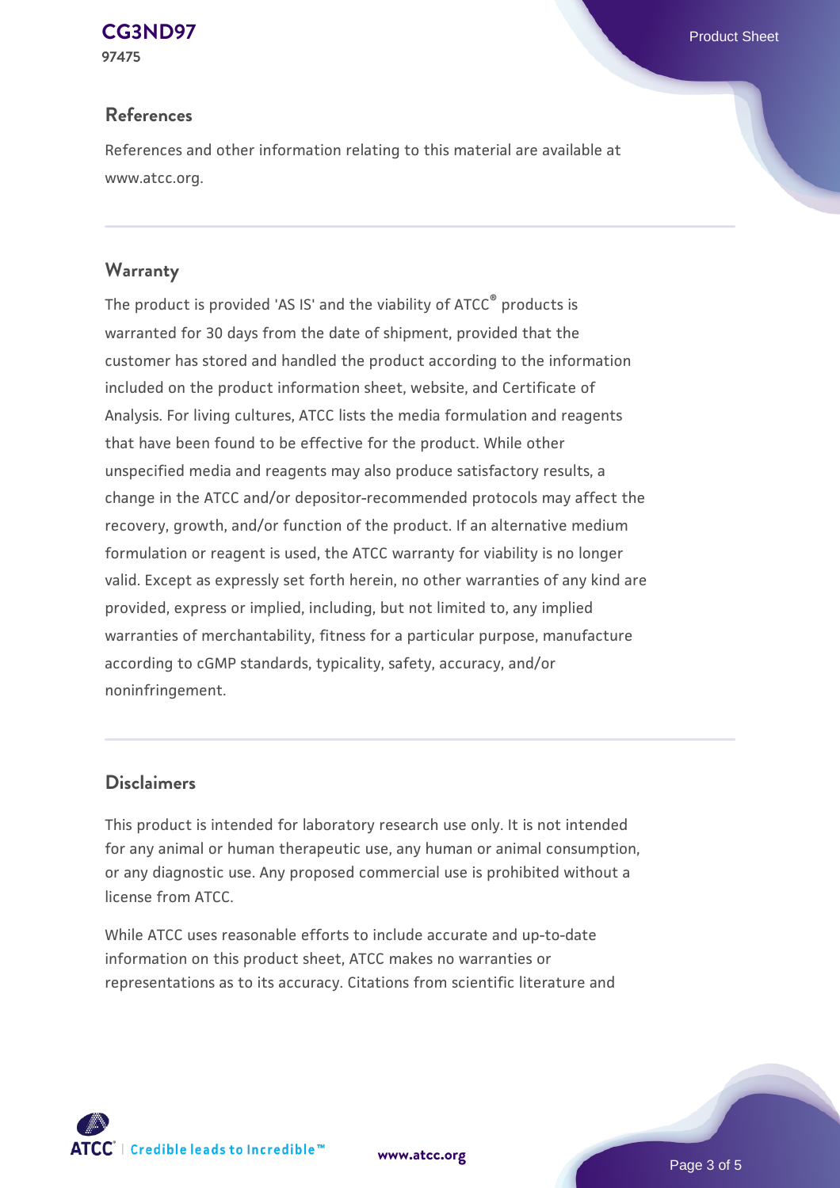## References

References and other information relating to this material are available at www.atcc.org.

## Warranty

The product is provided 'AS IS' and the viability of ATCC® products is warranted for 30 days from the date of shipment, provided that the customer has stored and handled the product according to the information included on the product information sheet, website, and Certificate of Analysis. For living cultures, ATCC lists the media formulation and reagents that have been found to be effective for the product. While other unspecified media and reagents may also produce satisfactory results, a change in the ATCC and/or depositor-recommended protocols may affect the recovery, growth, and/or function of the product. If an alternative medium formulation or reagent is used, the ATCC warranty for viability is no longer valid. Except as expressly set forth herein, no other warranties of any kind are provided, express or implied, including, but not limited to, any implied warranties of merchantability, fitness for a particular purpose, manufacture according to cGMP standards, typicality, safety, accuracy, and/or noninfringement.

## Disclaimers

This product is intended for laboratory research use only. It is not intended for any animal or human therapeutic use, any human or animal consumption, or any diagnostic use. Any proposed commercial use is prohibited without a license from ATCC.

While ATCC uses reasonable efforts to include accurate and up-to-date information on this product sheet, ATCC makes no warranties or representations as to its accuracy. Citations from scientific literature and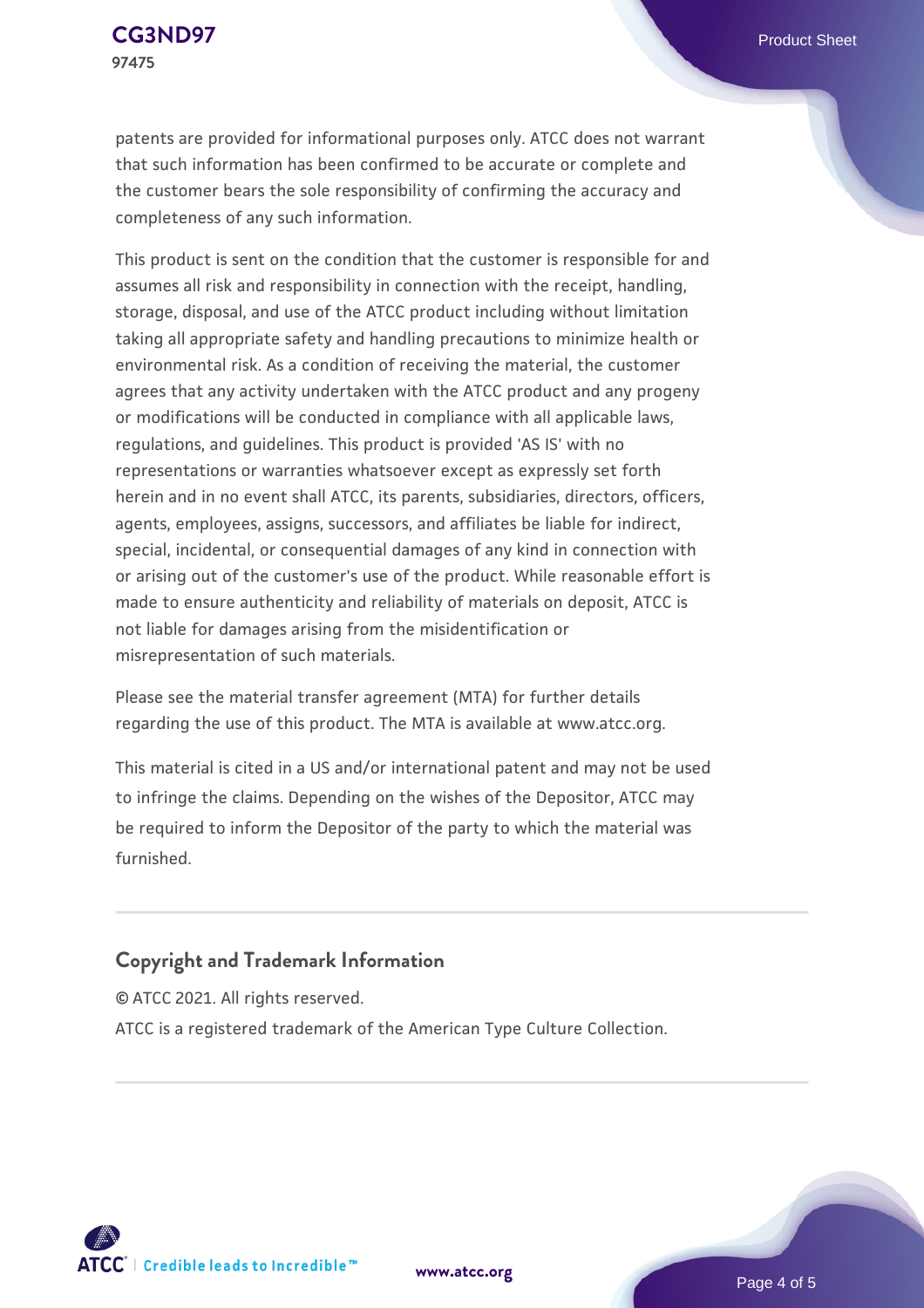patents are provided for informational purposes only. ATCC does not warrant that such information has been confirmed to be accurate or complete and the customer bears the sole responsibility of confirming the accuracy and completeness of any such information.

This product is sent on the condition that the customer is responsible for and assumes all risk and responsibility in connection with the receipt, handling, storage, disposal, and use of the ATCC product including without limitation taking all appropriate safety and handling precautions to minimize health or environmental risk. As a condition of receiving the material, the customer agrees that any activity undertaken with the ATCC product and any progeny or modifications will be conducted in compliance with all applicable laws, regulations, and guidelines. This product is provided 'AS IS' with no representations or warranties whatsoever except as expressly set forth herein and in no event shall ATCC, its parents, subsidiaries, directors, officers, agents, employees, assigns, successors, and affiliates be liable for indirect, special, incidental, or consequential damages of any kind in connection with or arising out of the customer's use of the product. While reasonable effort is made to ensure authenticity and reliability of materials on deposit, ATCC is not liable for damages arising from the misidentification or misrepresentation of such materials.

Please see the material transfer agreement (MTA) for further details regarding the use of this product. The MTA is available at www.atcc.org.

This material is cited in a US and/or international patent and may not be used to infringe the claims. Depending on the wishes of the Depositor, ATCC may be required to inform the Depositor of the party to which the material was furnished.

## Copyright and Trademark Information

© ATCC 2021. All rights reserved.

ATCC is a registered trademark of the American Type Culture Collection.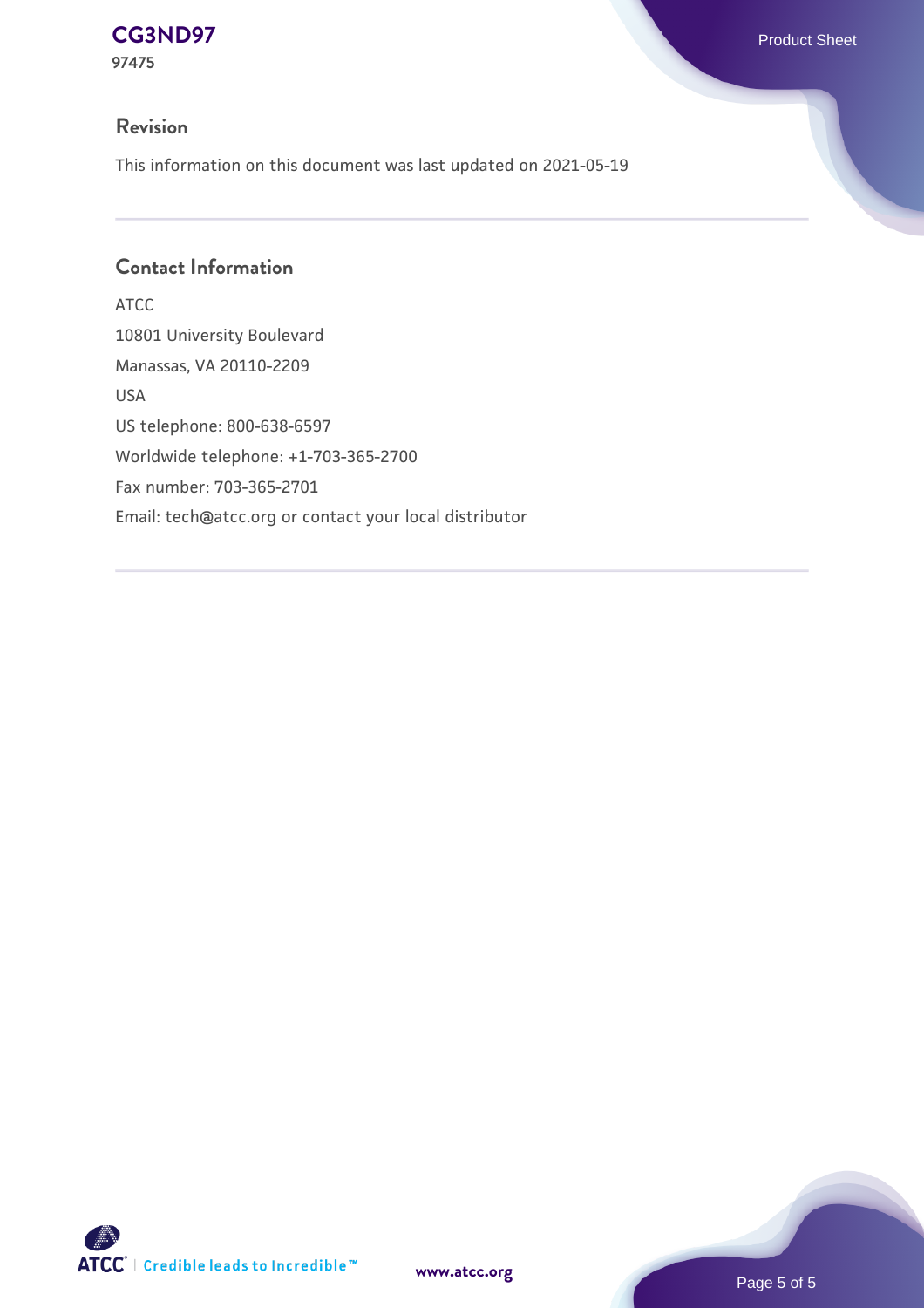## Revision

This information on this document was last updated on 2021-05-19

## Contact Information

ATCC
10801 University Boulevard
Manassas, VA 20110-2209
USA
US telephone: 800-638-6597
Worldwide telephone: +1-703-365-2700
Fax number: 703-365-2701
Email: tech@atcc.org or contact your local distributor